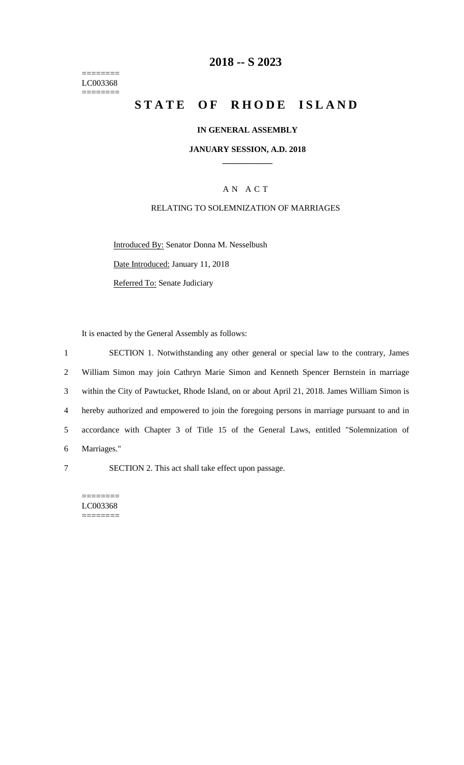========
LC003368
========

# 2018 -- S 2023

# STATE OF RHODE ISLAND

**IN GENERAL ASSEMBLY**

**JANUARY SESSION, A.D. 2018**

A N A C T

RELATING TO SOLEMNIZATION OF MARRIAGES

Introduced By: Senator Donna M. Nesselbush

Date Introduced: January 11, 2018

Referred To: Senate Judiciary

It is enacted by the General Assembly as follows:

1 SECTION 1. Notwithstanding any other general or special law to the contrary, James
2 William Simon may join Cathryn Marie Simon and Kenneth Spencer Bernstein in marriage
3 within the City of Pawtucket, Rhode Island, on or about April 21, 2018. James William Simon is
4 hereby authorized and empowered to join the foregoing persons in marriage pursuant to and in
5 accordance with Chapter 3 of Title 15 of the General Laws, entitled "Solemnization of
6 Marriages."

7 SECTION 2. This act shall take effect upon passage.

========
LC003368
========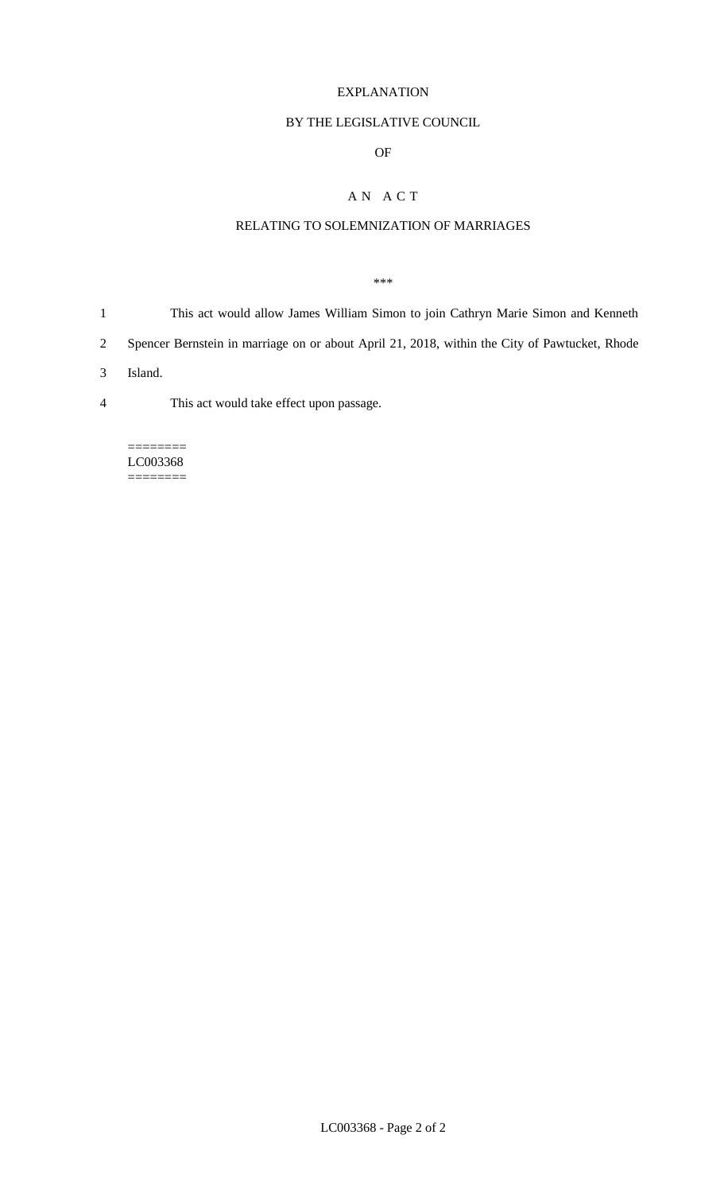EXPLANATION

BY THE LEGISLATIVE COUNCIL

OF

# A N A C T

## RELATING TO SOLEMNIZATION OF MARRIAGES

\*\*\*

1 This act would allow James William Simon to join Cathryn Marie Simon and Kenneth
2 Spencer Bernstein in marriage on or about April 21, 2018, within the City of Pawtucket, Rhode
3 Island.
4 This act would take effect upon passage.

========
LC003368
========